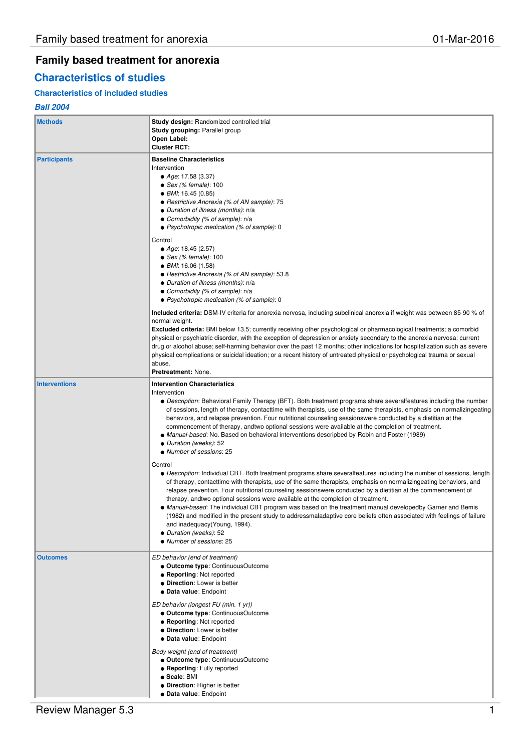# Family based treatment for anorexia

## Characteristics of studies

### Characteristics of included studies

#### *Ball 2004*

| | |
|---|---|
| **Methods** | **Study design:** Randomized controlled trial<br>**Study grouping:** Parallel group<br>**Open Label:**<br>**Cluster RCT:** |
| **Participants** | **Baseline Characteristics**<br>Intervention<br>● *Age*: 17.58 (3.37)<br>● *Sex (% female)*: 100<br>● *BMI*: 16.45 (0.85)<br>● *Restrictive Anorexia (% of AN sample)*: 75<br>● *Duration of illness (months)*: n/a<br>● *Comorbidity (% of sample)*: n/a<br>● *Psychotropic medication (% of sample)*: 0<br><br>Control<br>● *Age*: 18.45 (2.57)<br>● *Sex (% female)*: 100<br>● *BMI*: 16.06 (1.58)<br>● *Restrictive Anorexia (% of AN sample)*: 53.8<br>● *Duration of illness (months)*: n/a<br>● *Comorbidity (% of sample)*: n/a<br>● *Psychotropic medication (% of sample)*: 0<br><br>**Included criteria:** DSM-IV criteria for anorexia nervosa, including subclinical anorexia if weight was between 85-90 % of normal weight.<br>**Excluded criteria:** BMI below 13.5; currently receiving other psychological or pharmacological treatments; a comorbid physical or psychiatric disorder, with the exception of depression or anxiety secondary to the anorexia nervosa; current drug or alcohol abuse; self-harming behavior over the past 12 months; other indications for hospitalization such as severe physical complications or suicidal ideation; or a recent history of untreated physical or psychological trauma or sexual abuse.<br>**Pretreatment:** None. |
| **Interventions** | **Intervention Characteristics**<br>Intervention<br>● *Description*: Behavioral Family Therapy (BFT). Both treatment programs share severalfeatures including the number of sessions, length of therapy, contacttime with therapists, use of the same therapists, emphasis on normalizingeating behaviors, and relapse prevention. Four nutritional counseling sessionswere conducted by a dietitian at the commencement of therapy, andtwo optional sessions were available at the completion of treatment.<br>● *Manual-based*: No. Based on behavioral interventions descripbed by Robin and Foster (1989)<br>● *Duration (weeks)*: 52<br>● *Number of sessions*: 25<br><br>Control<br>● *Description*: Individual CBT. Both treatment programs share severalfeatures including the number of sessions, length of therapy, contacttime with therapists, use of the same therapists, emphasis on normalizingeating behaviors, and relapse prevention. Four nutritional counseling sessionswere conducted by a dietitian at the commencement of therapy, andtwo optional sessions were available at the completion of treatment.<br>● *Manual-based*: The individual CBT program was based on the treatment manual developedby Garner and Bemis (1982) and modified in the present study to addressmaladaptive core beliefs often associated with feelings of failure and inadequacy(Young, 1994).<br>● *Duration (weeks)*: 52<br>● *Number of sessions*: 25 |
| **Outcomes** | *ED behavior (end of treatment)*<br>● **Outcome type**: ContinuousOutcome<br>● **Reporting**: Not reported<br>● **Direction**: Lower is better<br>● **Data value**: Endpoint<br><br>*ED behavior (longest FU (min. 1 yr))*<br>● **Outcome type**: ContinuousOutcome<br>● **Reporting**: Not reported<br>● **Direction**: Lower is better<br>● **Data value**: Endpoint<br><br>*Body weight (end of treatment)*<br>● **Outcome type**: ContinuousOutcome<br>● **Reporting**: Fully reported<br>● **Scale**: BMI<br>● **Direction**: Higher is better<br>● **Data value**: Endpoint |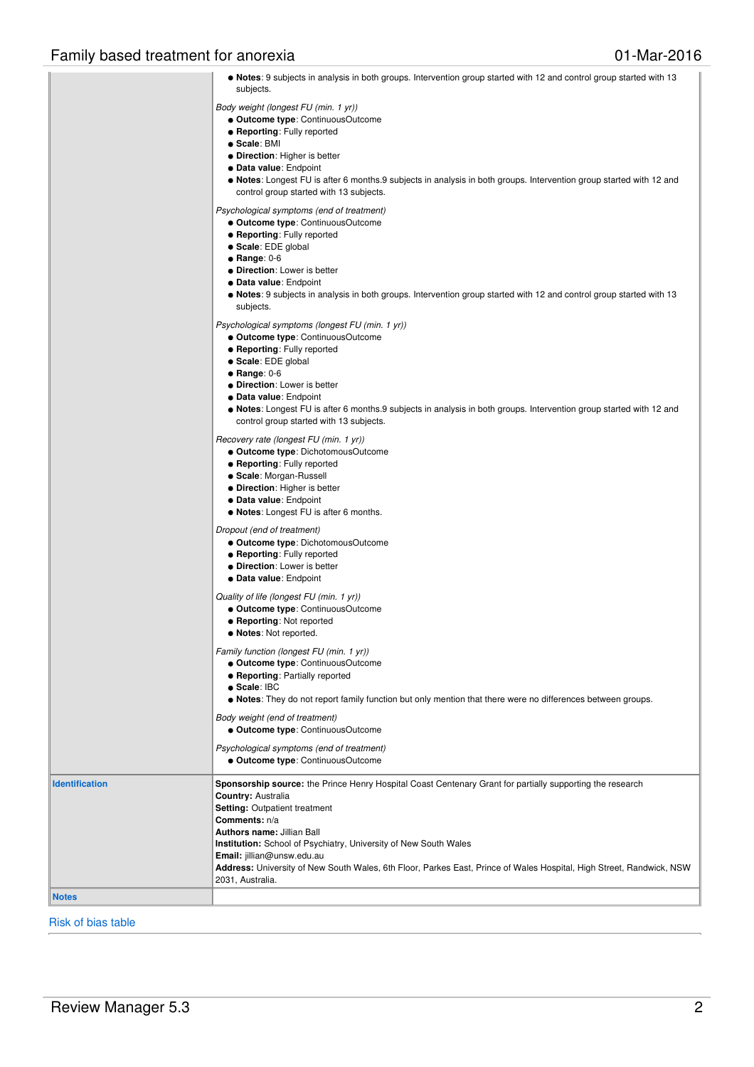| | |
|---|---|
| | ● **Notes**: 9 subjects in analysis in both groups. Intervention group started with 12 and control group started with 13 subjects.<br><br>*Body weight (longest FU (min. 1 yr))*<br>● **Outcome type**: ContinuousOutcome<br>● **Reporting**: Fully reported<br>● **Scale**: BMI<br>● **Direction**: Higher is better<br>● **Data value**: Endpoint<br>● **Notes**: Longest FU is after 6 months.9 subjects in analysis in both groups. Intervention group started with 12 and control group started with 13 subjects.<br><br>*Psychological symptoms (end of treatment)*<br>● **Outcome type**: ContinuousOutcome<br>● **Reporting**: Fully reported<br>● **Scale**: EDE global<br>● **Range**: 0-6<br>● **Direction**: Lower is better<br>● **Data value**: Endpoint<br>● **Notes**: 9 subjects in analysis in both groups. Intervention group started with 12 and control group started with 13 subjects.<br><br>*Psychological symptoms (longest FU (min. 1 yr))*<br>● **Outcome type**: ContinuousOutcome<br>● **Reporting**: Fully reported<br>● **Scale**: EDE global<br>● **Range**: 0-6<br>● **Direction**: Lower is better<br>● **Data value**: Endpoint<br>● **Notes**: Longest FU is after 6 months.9 subjects in analysis in both groups. Intervention group started with 12 and control group started with 13 subjects.<br><br>*Recovery rate (longest FU (min. 1 yr))*<br>● **Outcome type**: DichotomousOutcome<br>● **Reporting**: Fully reported<br>● **Scale**: Morgan-Russell<br>● **Direction**: Higher is better<br>● **Data value**: Endpoint<br>● **Notes**: Longest FU is after 6 months.<br><br>*Dropout (end of treatment)*<br>● **Outcome type**: DichotomousOutcome<br>● **Reporting**: Fully reported<br>● **Direction**: Lower is better<br>● **Data value**: Endpoint<br><br>*Quality of life (longest FU (min. 1 yr))*<br>● **Outcome type**: ContinuousOutcome<br>● **Reporting**: Not reported<br>● **Notes**: Not reported.<br><br>*Family function (longest FU (min. 1 yr))*<br>● **Outcome type**: ContinuousOutcome<br>● **Reporting**: Partially reported<br>● **Scale**: IBC<br>● **Notes**: They do not report family function but only mention that there were no differences between groups.<br><br>*Body weight (end of treatment)*<br>● **Outcome type**: ContinuousOutcome<br><br>*Psychological symptoms (end of treatment)*<br>● **Outcome type**: ContinuousOutcome |
| **Identification** | **Sponsorship source:** the Prince Henry Hospital Coast Centenary Grant for partially supporting the research<br>**Country:** Australia<br>**Setting:** Outpatient treatment<br>**Comments:** n/a<br>**Authors name:** Jillian Ball<br>**Institution:** School of Psychiatry, University of New South Wales<br>**Email:** jillian@unsw.edu.au<br>**Address:** University of New South Wales, 6th Floor, Parkes East, Prince of Wales Hospital, High Street, Randwick, NSW 2031, Australia. |
| **Notes** | |

Risk of bias table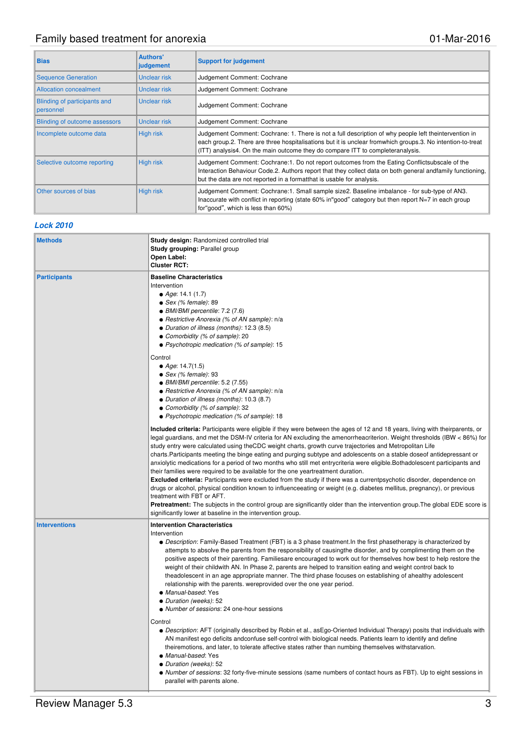| Bias | Authors' judgement | Support for judgement |
|---|---|---|
| Sequence Generation | Unclear risk | Judgement Comment: Cochrane |
| Allocation concealment | Unclear risk | Judgement Comment: Cochrane |
| Blinding of participants and personnel | Unclear risk | Judgement Comment: Cochrane |
| Blinding of outcome assessors | Unclear risk | Judgement Comment: Cochrane |
| Incomplete outcome data | High risk | Judgement Comment: Cochrane: 1. There is not a full description of why people left theintervention in each group.2. There are three hospitalisations but it is unclear fromwhich groups.3. No intention-to-treat (ITT) analysis4. On the main outcome they do compare ITT to completeranalysis. |
| Selective outcome reporting | High risk | Judgement Comment: Cochrane:1. Do not report outcomes from the Eating Conflictsubscale of the Interaction Behaviour Code.2. Authors report that they collect data on both general andfamily functioning, but the data are not reported in a formatthat is usable for analysis. |
| Other sources of bias | High risk | Judgement Comment: Cochrane:1. Small sample size2. Baseline imbalance - for sub-type of AN3. Inaccurate with conflict in reporting (state 60% in"good" category but then report N=7 in each group for"good", which is less than 60%) |

### Lock 2010

| | |
|---|---|
| **Methods** | **Study design:** Randomized controlled trial<br>**Study grouping:** Parallel group<br>**Open Label:**<br>**Cluster RCT:** |
| **Participants** | **Baseline Characteristics**<br>Intervention<br>• *Age*: 14.1 (1.7)<br>• *Sex (% female)*: 89<br>• *BMI/BMI percentile*: 7.2 (7.6)<br>• *Restrictive Anorexia (% of AN sample)*: n/a<br>• *Duration of illness (months)*: 12.3 (8.5)<br>• *Comorbidity (% of sample)*: 20<br>• *Psychotropic medication (% of sample)*: 15<br><br>Control<br>• *Age*: 14.7(1.5)<br>• *Sex (% female)*: 93<br>• *BMI/BMI percentile*: 5.2 (7.55)<br>• *Restrictive Anorexia (% of AN sample)*: n/a<br>• *Duration of illness (months)*: 10.3 (8.7)<br>• *Comorbidity (% of sample)*: 32<br>• *Psychotropic medication (% of sample)*: 18<br><br>**Included criteria:** Participants were eligible if they were between the ages of 12 and 18 years, living with theirparents, or legal guardians, and met the DSM-IV criteria for AN excluding the amenorrheacriterion. Weight thresholds (IBW < 86%) for study entry were calculated using theCDC weight charts, growth curve trajectories and Metropolitan Life charts.Participants meeting the binge eating and purging subtype and adolescents on a stable doseof antidepressant or anxiolytic medications for a period of two months who still met entrycriteria were eligible.Bothadolescent participants and their families were required to be available for the one yeartreatment duration.<br>**Excluded criteria:** Participants were excluded from the study if there was a currentpsychotic disorder, dependence on drugs or alcohol, physical condition known to influenceeating or weight (e.g. diabetes mellitus, pregnancy), or previous treatment with FBT or AFT.<br>**Pretreatment:** The subjects in the control group are significantly older than the intervention group.The global EDE score is significantly lower at baseline in the intervention group. |
| **Interventions** | **Intervention Characteristics**<br>Intervention<br>• *Description*: Family-Based Treatment (FBT) is a 3 phase treatment.In the first phasetherapy is characterized by attempts to absolve the parents from the responsibility of causingthe disorder, and by complimenting them on the positive aspects of their parenting. Familiesare encouraged to work out for themselves how best to help restore the weight of their childwith AN. In Phase 2, parents are helped to transition eating and weight control back to theadolescent in an age appropriate manner. The third phase focuses on establishing of ahealthy adolescent relationship with the parents. wereprovided over the one year period.<br>• *Manual-based*: Yes<br>• *Duration (weeks)*: 52<br>• *Number of sessions*: 24 one-hour sessions<br><br>Control<br>• *Description*: AFT (originally described by Robin et al., asEgo-Oriented Individual Therapy) posits that individuals with AN manifest ego deficits andconfuse self-control with biological needs. Patients learn to identify and define theiremotions, and later, to tolerate affective states rather than numbing themselves withstarvation.<br>• *Manual-based*: Yes<br>• *Duration (weeks)*: 52<br>• *Number of sessions*: 32 forty-five-minute sessions (same numbers of contact hours as FBT). Up to eight sessions in parallel with parents alone. |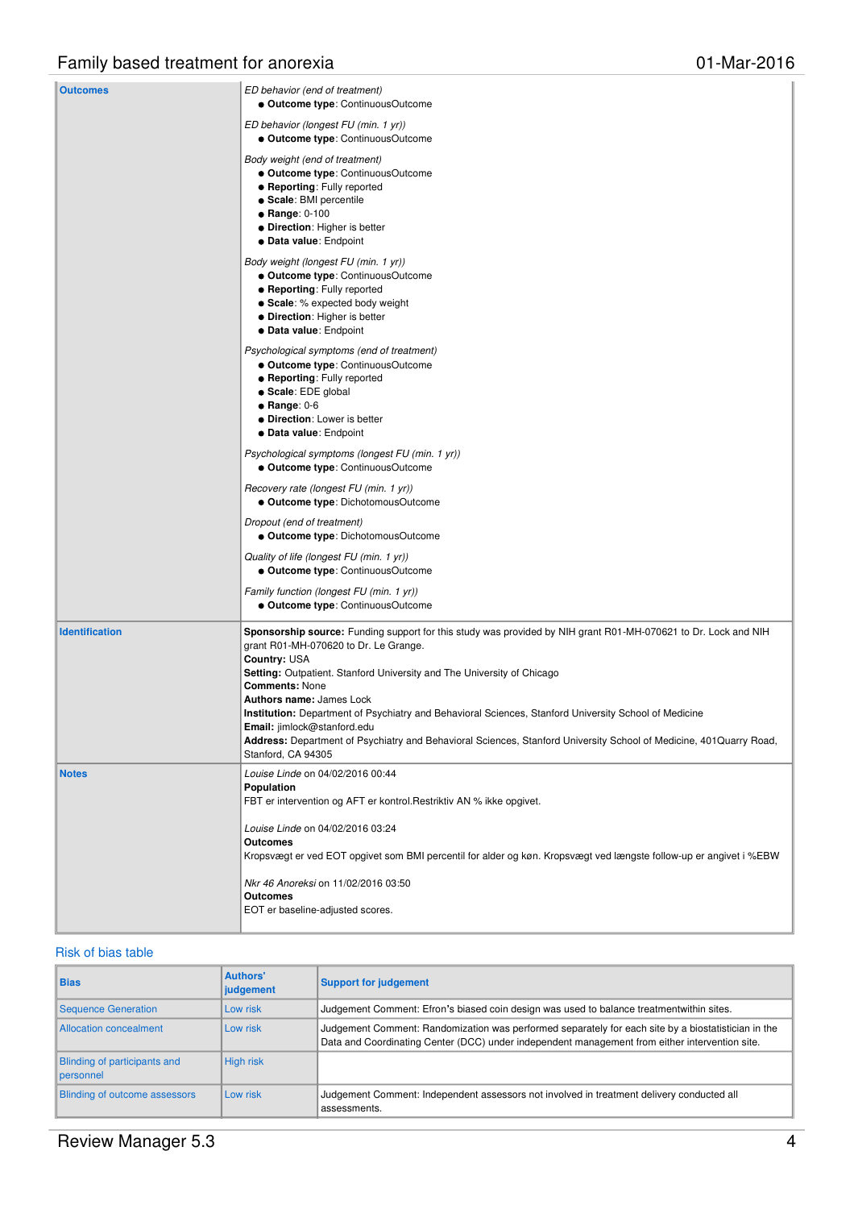| | |
|---|---|
| **Outcomes** | *ED behavior (end of treatment)*<br>● **Outcome type**: ContinuousOutcome<br><br>*ED behavior (longest FU (min. 1 yr))*<br>● **Outcome type**: ContinuousOutcome<br><br>*Body weight (end of treatment)*<br>● **Outcome type**: ContinuousOutcome<br>● **Reporting**: Fully reported<br>● **Scale**: BMI percentile<br>● **Range**: 0-100<br>● **Direction**: Higher is better<br>● **Data value**: Endpoint<br><br>*Body weight (longest FU (min. 1 yr))*<br>● **Outcome type**: ContinuousOutcome<br>● **Reporting**: Fully reported<br>● **Scale**: % expected body weight<br>● **Direction**: Higher is better<br>● **Data value**: Endpoint<br><br>*Psychological symptoms (end of treatment)*<br>● **Outcome type**: ContinuousOutcome<br>● **Reporting**: Fully reported<br>● **Scale**: EDE global<br>● **Range**: 0-6<br>● **Direction**: Lower is better<br>● **Data value**: Endpoint<br><br>*Psychological symptoms (longest FU (min. 1 yr))*<br>● **Outcome type**: ContinuousOutcome<br><br>*Recovery rate (longest FU (min. 1 yr))*<br>● **Outcome type**: DichotomousOutcome<br><br>*Dropout (end of treatment)*<br>● **Outcome type**: DichotomousOutcome<br><br>*Quality of life (longest FU (min. 1 yr))*<br>● **Outcome type**: ContinuousOutcome<br><br>*Family function (longest FU (min. 1 yr))*<br>● **Outcome type**: ContinuousOutcome |
| **Identification** | **Sponsorship source:** Funding support for this study was provided by NIH grant R01-MH-070621 to Dr. Lock and NIH grant R01-MH-070620 to Dr. Le Grange.<br>**Country:** USA<br>**Setting:** Outpatient. Stanford University and The University of Chicago<br>**Comments:** None<br>**Authors name:** James Lock<br>**Institution:** Department of Psychiatry and Behavioral Sciences, Stanford University School of Medicine<br>**Email:** jimlock@stanford.edu<br>**Address:** Department of Psychiatry and Behavioral Sciences, Stanford University School of Medicine, 401Quarry Road, Stanford, CA 94305 |
| **Notes** | *Louise Linde* on 04/02/2016 00:44<br>**Population**<br>FBT er intervention og AFT er kontrol.Restriktiv AN % ikke opgivet.<br><br>*Louise Linde* on 04/02/2016 03:24<br>**Outcomes**<br>Kropsvægt er ved EOT opgivet som BMI percentil for alder og køn. Kropsvægt ved længste follow-up er angivet i %EBW<br><br>*Nkr 46 Anoreksi* on 11/02/2016 03:50<br>**Outcomes**<br>EOT er baseline-adjusted scores. |

## Risk of bias table

| Bias | Authors' judgement | Support for judgement |
|---|---|---|
| Sequence Generation | Low risk | Judgement Comment: Efron's biased coin design was used to balance treatmentwithin sites. |
| Allocation concealment | Low risk | Judgement Comment: Randomization was performed separately for each site by a biostatistician in the Data and Coordinating Center (DCC) under independent management from either intervention site. |
| Blinding of participants and personnel | High risk | |
| Blinding of outcome assessors | Low risk | Judgement Comment: Independent assessors not involved in treatment delivery conducted all assessments. |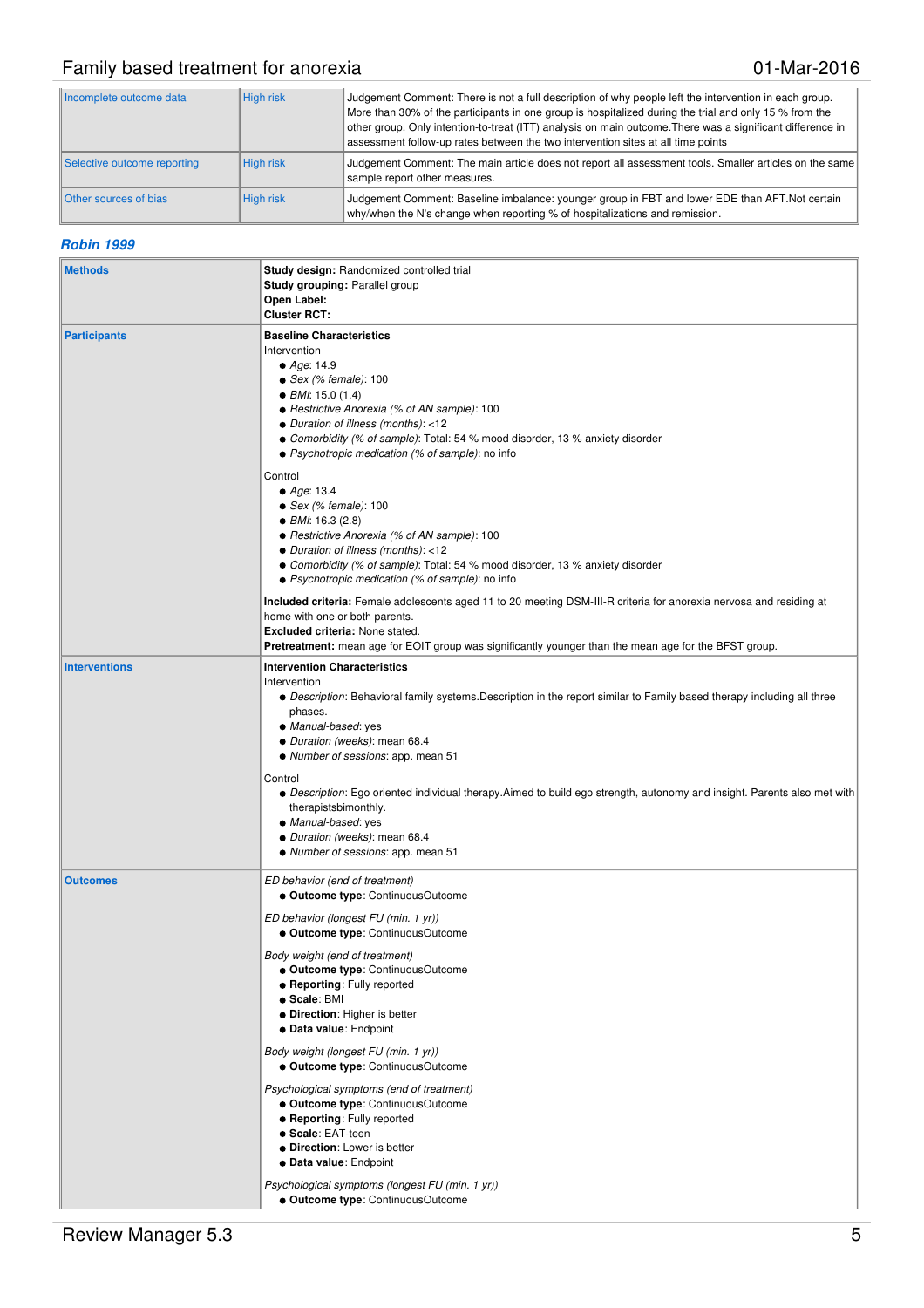| | | |
|---|---|---|
| Incomplete outcome data | High risk | Judgement Comment: There is not a full description of why people left the intervention in each group. More than 30% of the participants in one group is hospitalized during the trial and only 15 % from the other group. Only intention-to-treat (ITT) analysis on main outcome.There was a significant difference in assessment follow-up rates between the two intervention sites at all time points |
| Selective outcome reporting | High risk | Judgement Comment: The main article does not report all assessment tools. Smaller articles on the same sample report other measures. |
| Other sources of bias | High risk | Judgement Comment: Baseline imbalance: younger group in FBT and lower EDE than AFT.Not certain why/when the N's change when reporting % of hospitalizations and remission. |

### Robin 1999

| | |
|---|---|
| **Methods** | **Study design:** Randomized controlled trial<br>**Study grouping:** Parallel group<br>**Open Label:**<br>**Cluster RCT:** |
| **Participants** | **Baseline Characteristics**<br>Intervention<br>● *Age*: 14.9<br>● *Sex (% female)*: 100<br>● *BMI*: 15.0 (1.4)<br>● *Restrictive Anorexia (% of AN sample)*: 100<br>● *Duration of illness (months)*: <12<br>● *Comorbidity (% of sample)*: Total: 54 % mood disorder, 13 % anxiety disorder<br>● *Psychotropic medication (% of sample)*: no info<br><br>Control<br>● *Age*: 13.4<br>● *Sex (% female)*: 100<br>● *BMI*: 16.3 (2.8)<br>● *Restrictive Anorexia (% of AN sample)*: 100<br>● *Duration of illness (months)*: <12<br>● *Comorbidity (% of sample)*: Total: 54 % mood disorder, 13 % anxiety disorder<br>● *Psychotropic medication (% of sample)*: no info<br><br>**Included criteria:** Female adolescents aged 11 to 20 meeting DSM-III-R criteria for anorexia nervosa and residing at home with one or both parents.<br>**Excluded criteria:** None stated.<br>**Pretreatment:** mean age for EOIT group was significantly younger than the mean age for the BFST group. |
| **Interventions** | **Intervention Characteristics**<br>Intervention<br>● *Description*: Behavioral family systems.Description in the report similar to Family based therapy including all three phases.<br>● *Manual-based*: yes<br>● *Duration (weeks)*: mean 68.4<br>● *Number of sessions*: app. mean 51<br><br>Control<br>● *Description*: Ego oriented individual therapy.Aimed to build ego strength, autonomy and insight. Parents also met with therapistsbimonthly.<br>● *Manual-based*: yes<br>● *Duration (weeks)*: mean 68.4<br>● *Number of sessions*: app. mean 51 |
| **Outcomes** | *ED behavior (end of treatment)*<br>● **Outcome type**: ContinuousOutcome<br><br>*ED behavior (longest FU (min. 1 yr))*<br>● **Outcome type**: ContinuousOutcome<br><br>*Body weight (end of treatment)*<br>● **Outcome type**: ContinuousOutcome<br>● **Reporting**: Fully reported<br>● **Scale**: BMI<br>● **Direction**: Higher is better<br>● **Data value**: Endpoint<br><br>*Body weight (longest FU (min. 1 yr))*<br>● **Outcome type**: ContinuousOutcome<br><br>*Psychological symptoms (end of treatment)*<br>● **Outcome type**: ContinuousOutcome<br>● **Reporting**: Fully reported<br>● **Scale**: EAT-teen<br>● **Direction**: Lower is better<br>● **Data value**: Endpoint<br><br>*Psychological symptoms (longest FU (min. 1 yr))*<br>● **Outcome type**: ContinuousOutcome |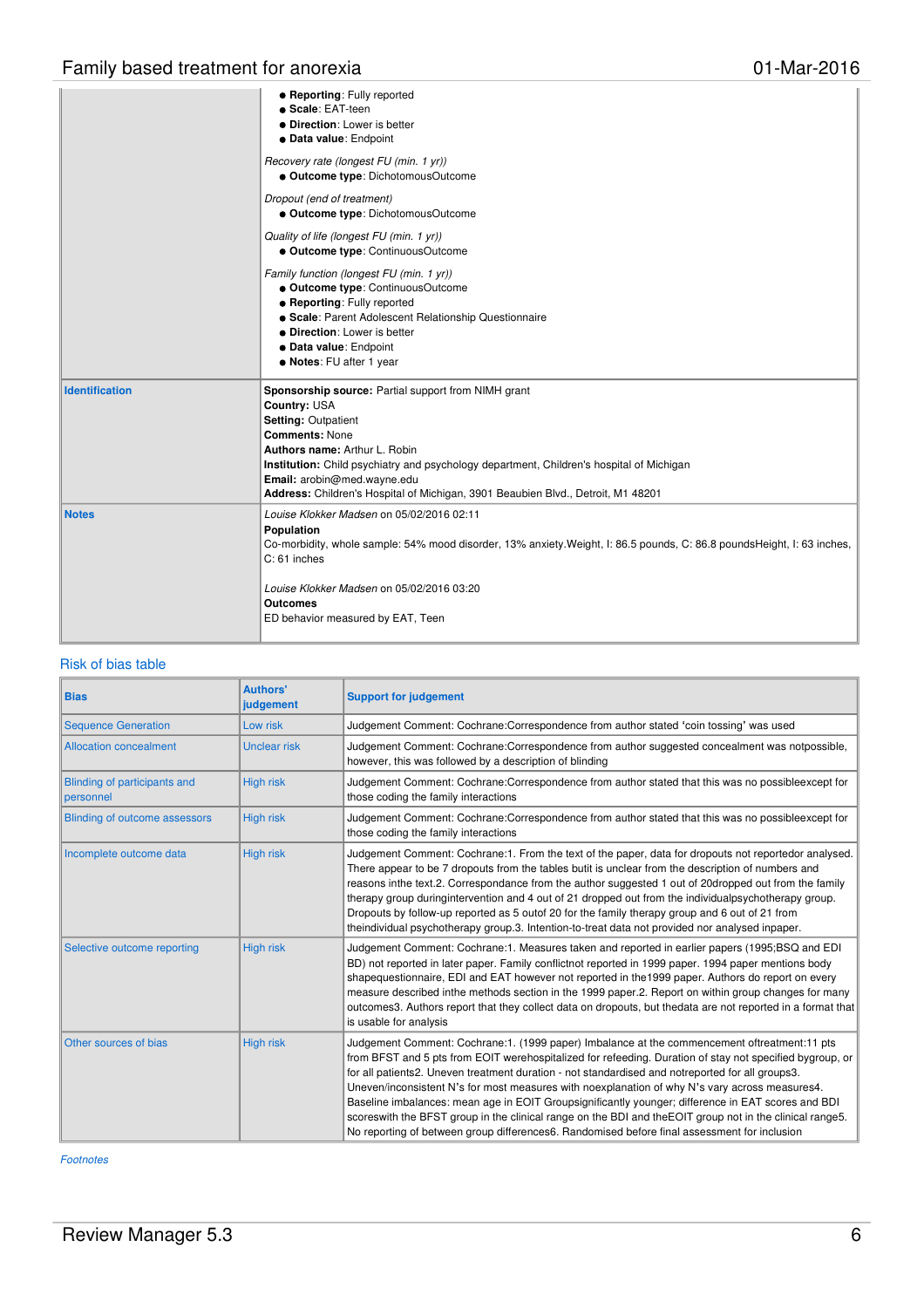| | |
|---|---|
| | - **Reporting**: Fully reported<br>- **Scale**: EAT-teen<br>- **Direction**: Lower is better<br>- **Data value**: Endpoint<br><br>*Recovery rate (longest FU (min. 1 yr))*<br>- **Outcome type**: DichotomousOutcome<br><br>*Dropout (end of treatment)*<br>- **Outcome type**: DichotomousOutcome<br><br>*Quality of life (longest FU (min. 1 yr))*<br>- **Outcome type**: ContinuousOutcome<br><br>*Family function (longest FU (min. 1 yr))*<br>- **Outcome type**: ContinuousOutcome<br>- **Reporting**: Fully reported<br>- **Scale**: Parent Adolescent Relationship Questionnaire<br>- **Direction**: Lower is better<br>- **Data value**: Endpoint<br>- **Notes**: FU after 1 year |
| Identification | **Sponsorship source:** Partial support from NIMH grant<br>**Country:** USA<br>**Setting:** Outpatient<br>**Comments:** None<br>**Authors name:** Arthur L. Robin<br>**Institution:** Child psychiatry and psychology department, Children's hospital of Michigan<br>**Email:** arobin@med.wayne.edu<br>**Address:** Children's Hospital of Michigan, 3901 Beaubien Blvd., Detroit, M1 48201 |
| Notes | *Louise Klokker Madsen* on 05/02/2016 02:11<br>**Population**<br>Co-morbidity, whole sample: 54% mood disorder, 13% anxiety.Weight, I: 86.5 pounds, C: 86.8 poundsHeight, I: 63 inches, C: 61 inches<br><br>*Louise Klokker Madsen* on 05/02/2016 03:20<br>**Outcomes**<br>ED behavior measured by EAT, Teen |

## Risk of bias table

| Bias | Authors' judgement | Support for judgement |
|---|---|---|
| Sequence Generation | Low risk | Judgement Comment: Cochrane:Correspondence from author stated 'coin tossing' was used |
| Allocation concealment | Unclear risk | Judgement Comment: Cochrane:Correspondence from author suggested concealment was notpossible, however, this was followed by a description of blinding |
| Blinding of participants and personnel | High risk | Judgement Comment: Cochrane:Correspondence from author stated that this was no possibleexcept for those coding the family interactions |
| Blinding of outcome assessors | High risk | Judgement Comment: Cochrane:Correspondence from author stated that this was no possibleexcept for those coding the family interactions |
| Incomplete outcome data | High risk | Judgement Comment: Cochrane:1. From the text of the paper, data for dropouts not reportedor analysed. There appear to be 7 dropouts from the tables butit is unclear from the description of numbers and reasons inthe text.2. Correspondance from the author suggested 1 out of 20dropped out from the family therapy group duringintervention and 4 out of 21 dropped out from the individualpsychotherapy group. Dropouts by follow-up reported as 5 outof 20 for the family therapy group and 6 out of 21 from theindividual psychotherapy group.3. Intention-to-treat data not provided nor analysed inpaper. |
| Selective outcome reporting | High risk | Judgement Comment: Cochrane:1. Measures taken and reported in earlier papers (1995;BSQ and EDI BD) not reported in later paper. Family conflictnot reported in 1999 paper. 1994 paper mentions body shapequestionnaire, EDI and EAT however not reported in the1999 paper. Authors do report on every measure described inthe methods section in the 1999 paper.2. Report on within group changes for many outcomes3. Authors report that they collect data on dropouts, but thedata are not reported in a format that is usable for analysis |
| Other sources of bias | High risk | Judgement Comment: Cochrane:1. (1999 paper) Imbalance at the commencement oftreatment:11 pts from BFST and 5 pts from EOIT werehospitalized for refeeding. Duration of stay not specified bygroup, or for all patients2. Uneven treatment duration - not standardised and notreported for all groups3. Uneven/inconsistent N's for most measures with noexplanation of why N's vary across measures4. Baseline imbalances: mean age in EOIT Groupsignificantly younger; difference in EAT scores and BDI scoreswith the BFST group in the clinical range on the BDI and theEOIT group not in the clinical range5. No reporting of between group differences6. Randomised before final assessment for inclusion |

*Footnotes*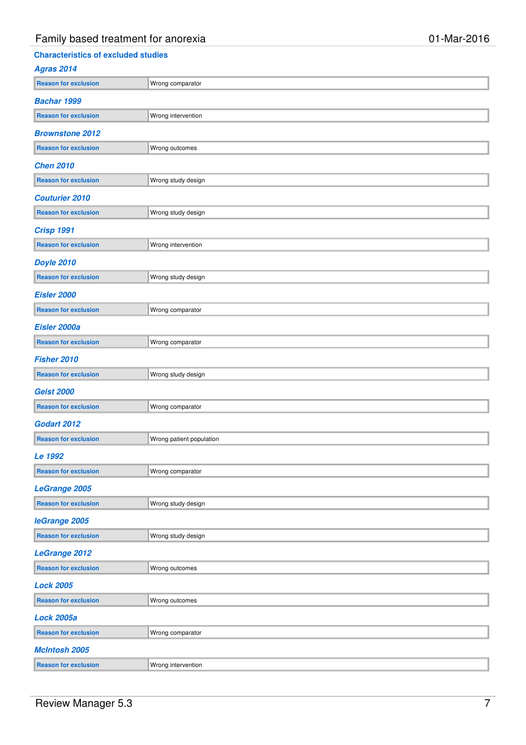## Characteristics of excluded studies

### Agras 2014

| | |
|---|---|
| Reason for exclusion | Wrong comparator |

### Bachar 1999

| | |
|---|---|
| Reason for exclusion | Wrong intervention |

### Brownstone 2012

| | |
|---|---|
| Reason for exclusion | Wrong outcomes |

### Chen 2010

| | |
|---|---|
| Reason for exclusion | Wrong study design |

### Couturier 2010

| | |
|---|---|
| Reason for exclusion | Wrong study design |

### Crisp 1991

| | |
|---|---|
| Reason for exclusion | Wrong intervention |

### Doyle 2010

| | |
|---|---|
| Reason for exclusion | Wrong study design |

### Eisler 2000

| | |
|---|---|
| Reason for exclusion | Wrong comparator |

### Eisler 2000a

| | |
|---|---|
| Reason for exclusion | Wrong comparator |

### Fisher 2010

| | |
|---|---|
| Reason for exclusion | Wrong study design |

### Geist 2000

| | |
|---|---|
| Reason for exclusion | Wrong comparator |

### Godart 2012

| | |
|---|---|
| Reason for exclusion | Wrong patient population |

### Le 1992

| | |
|---|---|
| Reason for exclusion | Wrong comparator |

### LeGrange 2005

| | |
|---|---|
| Reason for exclusion | Wrong study design |

### leGrange 2005

| | |
|---|---|
| Reason for exclusion | Wrong study design |

### LeGrange 2012

| | |
|---|---|
| Reason for exclusion | Wrong outcomes |

### Lock 2005

| | |
|---|---|
| Reason for exclusion | Wrong outcomes |

### Lock 2005a

| | |
|---|---|
| Reason for exclusion | Wrong comparator |

### McIntosh 2005

| | |
|---|---|
| Reason for exclusion | Wrong intervention |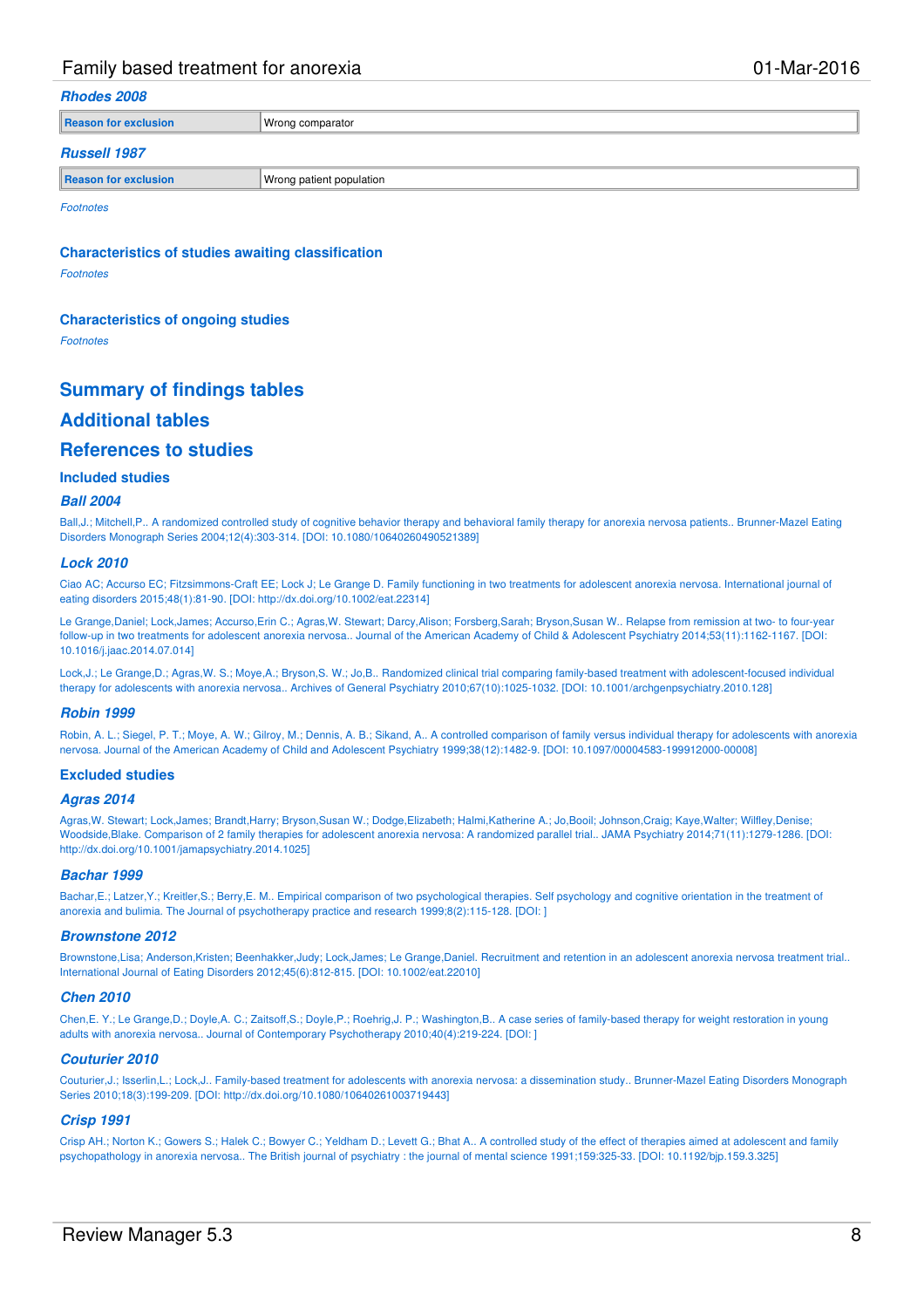### *Rhodes 2008*

| | |
|---|---|
| **Reason for exclusion** | Wrong comparator |

### *Russell 1987*

| | |
|---|---|
| **Reason for exclusion** | Wrong patient population |

*Footnotes*

### Characteristics of studies awaiting classification

*Footnotes*

### Characteristics of ongoing studies

*Footnotes*

## Summary of findings tables

## Additional tables

## References to studies

### Included studies

#### *Ball 2004*

Ball,J.; Mitchell,P.. A randomized controlled study of cognitive behavior therapy and behavioral family therapy for anorexia nervosa patients.. Brunner-Mazel Eating Disorders Monograph Series 2004;12(4):303-314. [DOI: 10.1080/10640260490521389]

#### *Lock 2010*

Ciao AC; Accurso EC; Fitzsimmons-Craft EE; Lock J; Le Grange D. Family functioning in two treatments for adolescent anorexia nervosa. International journal of eating disorders 2015;48(1):81-90. [DOI: http://dx.doi.org/10.1002/eat.22314]

Le Grange,Daniel; Lock,James; Accurso,Erin C.; Agras,W. Stewart; Darcy,Alison; Forsberg,Sarah; Bryson,Susan W.. Relapse from remission at two- to four-year follow-up in two treatments for adolescent anorexia nervosa.. Journal of the American Academy of Child & Adolescent Psychiatry 2014;53(11):1162-1167. [DOI: 10.1016/j.jaac.2014.07.014]

Lock,J.; Le Grange,D.; Agras,W. S.; Moye,A.; Bryson,S. W.; Jo,B.. Randomized clinical trial comparing family-based treatment with adolescent-focused individual therapy for adolescents with anorexia nervosa.. Archives of General Psychiatry 2010;67(10):1025-1032. [DOI: 10.1001/archgenpsychiatry.2010.128]

#### *Robin 1999*

Robin, A. L.; Siegel, P. T.; Moye, A. W.; Gilroy, M.; Dennis, A. B.; Sikand, A.. A controlled comparison of family versus individual therapy for adolescents with anorexia nervosa. Journal of the American Academy of Child and Adolescent Psychiatry 1999;38(12):1482-9. [DOI: 10.1097/00004583-199912000-00008]

### Excluded studies

#### *Agras 2014*

Agras,W. Stewart; Lock,James; Brandt,Harry; Bryson,Susan W.; Dodge,Elizabeth; Halmi,Katherine A.; Jo,Booil; Johnson,Craig; Kaye,Walter; Wilfley,Denise; Woodside,Blake. Comparison of 2 family therapies for adolescent anorexia nervosa: A randomized parallel trial.. JAMA Psychiatry 2014;71(11):1279-1286. [DOI: http://dx.doi.org/10.1001/jamapsychiatry.2014.1025]

#### *Bachar 1999*

Bachar,E.; Latzer,Y.; Kreitler,S.; Berry,E. M.. Empirical comparison of two psychological therapies. Self psychology and cognitive orientation in the treatment of anorexia and bulimia. The Journal of psychotherapy practice and research 1999;8(2):115-128. [DOI: ]

#### *Brownstone 2012*

Brownstone,Lisa; Anderson,Kristen; Beenhakker,Judy; Lock,James; Le Grange,Daniel. Recruitment and retention in an adolescent anorexia nervosa treatment trial.. International Journal of Eating Disorders 2012;45(6):812-815. [DOI: 10.1002/eat.22010]

#### *Chen 2010*

Chen,E. Y.; Le Grange,D.; Doyle,A. C.; Zaitsoff,S.; Doyle,P.; Roehrig,J. P.; Washington,B.. A case series of family-based therapy for weight restoration in young adults with anorexia nervosa.. Journal of Contemporary Psychotherapy 2010;40(4):219-224. [DOI: ]

#### *Couturier 2010*

Couturier,J.; Isserlin,L.; Lock,J.. Family-based treatment for adolescents with anorexia nervosa: a dissemination study.. Brunner-Mazel Eating Disorders Monograph Series 2010;18(3):199-209. [DOI: http://dx.doi.org/10.1080/10640261003719443]

#### *Crisp 1991*

Crisp AH.; Norton K.; Gowers S.; Halek C.; Bowyer C.; Yeldham D.; Levett G.; Bhat A.. A controlled study of the effect of therapies aimed at adolescent and family psychopathology in anorexia nervosa.. The British journal of psychiatry : the journal of mental science 1991;159:325-33. [DOI: 10.1192/bjp.159.3.325]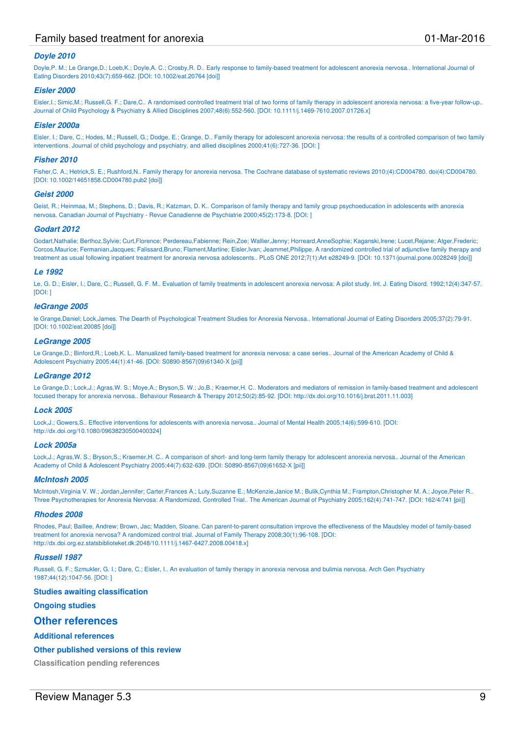### *Doyle 2010*

Doyle,P. M.; Le Grange,D.; Loeb,K.; Doyle,A. C.; Crosby,R. D.. Early response to family-based treatment for adolescent anorexia nervosa.. International Journal of Eating Disorders 2010;43(7):659-662. [DOI: 10.1002/eat.20764 [doi]]

### *Eisler 2000*

Eisler,I.; Simic,M.; Russell,G. F.; Dare,C.. A randomised controlled treatment trial of two forms of family therapy in adolescent anorexia nervosa: a five-year follow-up.. Journal of Child Psychology & Psychiatry & Allied Disciplines 2007;48(6):552-560. [DOI: 10.1111/j.1469-7610.2007.01726.x]

### *Eisler 2000a*

Eisler, I.; Dare, C.; Hodes, M.; Russell, G.; Dodge, E.; Grange, D.. Family therapy for adolescent anorexia nervosa: the results of a controlled comparison of two family interventions. Journal of child psychology and psychiatry, and allied disciplines 2000;41(6):727-36. [DOI: ]

### *Fisher 2010*

Fisher,C. A.; Hetrick,S. E.; Rushford,N.. Family therapy for anorexia nervosa. The Cochrane database of systematic reviews 2010;(4):CD004780. doi(4):CD004780. [DOI: 10.1002/14651858.CD004780.pub2 [doi]]

### *Geist 2000*

Geist, R.; Heinmaa, M.; Stephens, D.; Davis, R.; Katzman, D. K.. Comparison of family therapy and family group psychoeducation in adolescents with anorexia nervosa. Canadian Journal of Psychiatry - Revue Canadienne de Psychiatrie 2000;45(2):173-8. [DOI: ]

### *Godart 2012*

Godart,Nathalie; Berthoz,Sylvie; Curt,Florence; Perdereau,Fabienne; Rein,Zoe; Wallier,Jenny; Horreard,AnneSophie; Kaganski,Irene; Lucet,Rejane; Atger,Frederic; Corcos,Maurice; Fermanian,Jacques; Falissard,Bruno; Flament,Martine; Eisler,Ivan; Jeammet,Philippe. A randomized controlled trial of adjunctive family therapy and treatment as usual following inpatient treatment for anorexia nervosa adolescents.. PLoS ONE 2012;7(1):Art e28249-9. [DOI: 10.1371/journal.pone.0028249 [doi]]

### *Le 1992*

Le, G. D.; Eisler, I.; Dare, C.; Russell, G. F. M.. Evaluation of family treatments in adolescent anorexia nervosa: A pilot study. Int. J. Eating Disord. 1992;12(4):347-57. [DOI: ]

### *leGrange 2005*

le Grange,Daniel; Lock,James. The Dearth of Psychological Treatment Studies for Anorexia Nervosa.. International Journal of Eating Disorders 2005;37(2):79-91. [DOI: 10.1002/eat.20085 [doi]]

### *LeGrange 2005*

Le Grange,D.; Binford,R.; Loeb,K. L.. Manualized family-based treatment for anorexia nervosa: a case series.. Journal of the American Academy of Child & Adolescent Psychiatry 2005;44(1):41-46. [DOI: S0890-8567(09)61340-X [pii]]

### *LeGrange 2012*

Le Grange,D.; Lock,J.; Agras,W. S.; Moye,A.; Bryson,S. W.; Jo,B.; Kraemer,H. C.. Moderators and mediators of remission in family-based treatment and adolescent focused therapy for anorexia nervosa.. Behaviour Research & Therapy 2012;50(2):85-92. [DOI: http://dx.doi.org/10.1016/j.brat.2011.11.003]

### *Lock 2005*

Lock,J.; Gowers,S.. Effective interventions for adolescents with anorexia nervosa.. Journal of Mental Health 2005;14(6):599-610. [DOI: http://dx.doi.org/10.1080/09638230500400324]

### *Lock 2005a*

Lock,J.; Agras,W. S.; Bryson,S.; Kraemer,H. C.. A comparison of short- and long-term family therapy for adolescent anorexia nervosa.. Journal of the American Academy of Child & Adolescent Psychiatry 2005;44(7):632-639. [DOI: S0890-8567(09)61652-X [pii]]

### *McIntosh 2005*

McIntosh,Virginia V. W.; Jordan,Jennifer; Carter,Frances A.; Luty,Suzanne E.; McKenzie,Janice M.; Bulik,Cynthia M.; Frampton,Christopher M. A.; Joyce,Peter R.. Three Psychotherapies for Anorexia Nervosa: A Randomized, Controlled Trial.. The American Journal of Psychiatry 2005;162(4):741-747. [DOI: 162/4/741 [pii]]

### *Rhodes 2008*

Rhodes, Paul; Baillee, Andrew; Brown, Jac; Madden, Sloane. Can parent-to-parent consultation improve the effectiveness of the Maudsley model of family-based treatment for anorexia nervosa? A randomized control trial. Journal of Family Therapy 2008;30(1):96-108. [DOI: http://dx.doi.org.ez.statsbiblioteket.dk:2048/10.1111/j.1467-6427.2008.00418.x]

### *Russell 1987*

Russell, G. F.; Szmukler, G. I.; Dare, C.; Eisler, I.. An evaluation of family therapy in anorexia nervosa and bulimia nervosa. Arch Gen Psychiatry 1987;44(12):1047-56. [DOI: ]

### Studies awaiting classification

### Ongoing studies

## Other references

### Additional references

### Other published versions of this review

### Classification pending references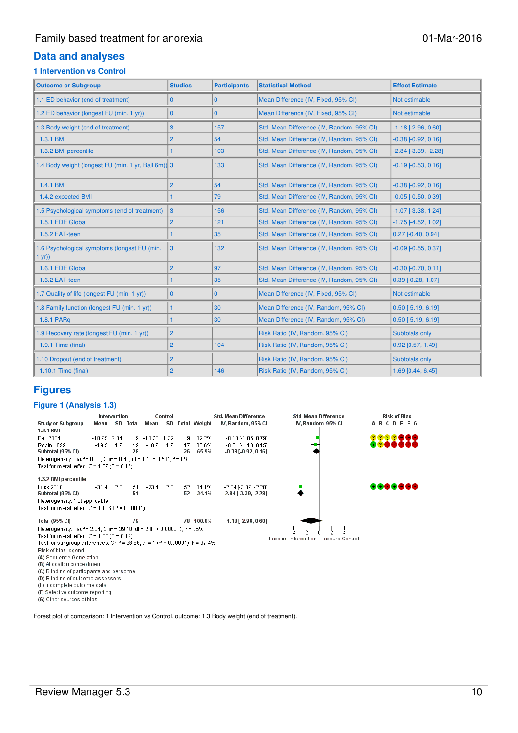## Data and analyses

### 1 Intervention vs Control

| Outcome or Subgroup | Studies | Participants | Statistical Method | Effect Estimate |
|---|---|---|---|---|
| 1.1 ED behavior (end of treatment) | 0 | 0 | Mean Difference (IV, Fixed, 95% CI) | Not estimable |
| 1.2 ED behavior (longest FU (min. 1 yr)) | 0 | 0 | Mean Difference (IV, Fixed, 95% CI) | Not estimable |
| 1.3 Body weight (end of treatment) | 3 | 157 | Std. Mean Difference (IV, Random, 95% CI) | -1.18 [-2.96, 0.60] |
| 1.3.1 BMI | 2 | 54 | Std. Mean Difference (IV, Random, 95% CI) | -0.38 [-0.92, 0.16] |
| 1.3.2 BMI percentile | 1 | 103 | Std. Mean Difference (IV, Random, 95% CI) | -2.84 [-3.39, -2.28] |
| 1.4 Body weight (longest FU (min. 1 yr, Ball 6m)) | 3 | 133 | Std. Mean Difference (IV, Random, 95% CI) | -0.19 [-0.53, 0.16] |
| 1.4.1 BMI | 2 | 54 | Std. Mean Difference (IV, Random, 95% CI) | -0.38 [-0.92, 0.16] |
| 1.4.2 expected BMI | 1 | 79 | Std. Mean Difference (IV, Random, 95% CI) | -0.05 [-0.50, 0.39] |
| 1.5 Psychological symptoms (end of treatment) | 3 | 156 | Std. Mean Difference (IV, Random, 95% CI) | -1.07 [-3.38, 1.24] |
| 1.5.1 EDE Global | 2 | 121 | Std. Mean Difference (IV, Random, 95% CI) | -1.75 [-4.52, 1.02] |
| 1.5.2 EAT-teen | 1 | 35 | Std. Mean Difference (IV, Random, 95% CI) | 0.27 [-0.40, 0.94] |
| 1.6 Psychological symptoms (longest FU (min. 1 yr)) | 3 | 132 | Std. Mean Difference (IV, Random, 95% CI) | -0.09 [-0.55, 0.37] |
| 1.6.1 EDE Global | 2 | 97 | Std. Mean Difference (IV, Random, 95% CI) | -0.30 [-0.70, 0.11] |
| 1.6.2 EAT-teen | 1 | 35 | Std. Mean Difference (IV, Random, 95% CI) | 0.39 [-0.28, 1.07] |
| 1.7 Quality of life (longest FU (min. 1 yr)) | 0 | 0 | Mean Difference (IV, Fixed, 95% CI) | Not estimable |
| 1.8 Family function (longest FU (min. 1 yr)) | 1 | 30 | Mean Difference (IV, Random, 95% CI) | 0.50 [-5.19, 6.19] |
| 1.8.1 PARq | 1 | 30 | Mean Difference (IV, Random, 95% CI) | 0.50 [-5.19, 6.19] |
| 1.9 Recovery rate (longest FU (min. 1 yr)) | 2 | | Risk Ratio (IV, Random, 95% CI) | Subtotals only |
| 1.9.1 Time (final) | 2 | 104 | Risk Ratio (IV, Random, 95% CI) | 0.92 [0.57, 1.49] |
| 1.10 Dropout (end of treatment) | 2 | | Risk Ratio (IV, Random, 95% CI) | Subtotals only |
| 1.10.1 Time (final) | 2 | 146 | Risk Ratio (IV, Random, 95% CI) | 1.69 [0.44, 6.45] |

## Figures

### Figure 1 (Analysis 1.3)

Intervention / Control / Std. Mean Difference IV, Random, 95% CI / Std. Mean Difference IV, Random, 95% CI / Risk of Bias A B C D E F G

Study or Subgroup | Mean | SD | Total | Mean | SD | Total | Weight

1.3.1 BMI

Ball 2004 -18.99 2.04 9 -18.73 1.72 9 32.2% -0.13 [-1.06, 0.79]

Robin 1999 -19.9 1.9 19 -18.9 1.9 17 33.6% -0.51 [-1.18, 0.15]

Subtotal (95% CI) 28 26 65.9% -0.38 [-0.92, 0.16]

Heterogeneity: Tau² = 0.00; Chi² = 0.43, df = 1 (P = 0.51); I² = 0%

Test for overall effect: Z = 1.39 (P = 0.16)

1.3.2 BMI percentile

Lock 2010 -31.4 2.8 51 -23.4 2.8 52 34.1% -2.84 [-3.39, -2.28]

Subtotal (95% CI) 51 52 34.1% -2.84 [-3.39, -2.28]

Heterogeneity: Not applicable

Test for overall effect: Z = 10.06 (P < 0.00001)

Total (95% CI) 79 78 100.0% -1.18 [-2.96, 0.60]

Heterogeneity: Tau² = 2.34; Chi² = 39.10, df = 2 (P < 0.00001); I² = 95%

Test for overall effect: Z = 1.30 (P = 0.19)

Test for subgroup differences: Chi² = 38.66, df = 1 (P < 0.00001), I² = 97.4%

-4 -2 0 2 4

Favours Intervention Favours Control

Risk of bias legend

(A) Sequence Generation

(B) Allocation concealment

(C) Blinding of participants and personnel

(D) Blinding of outcome assessors

(E) Incomplete outcome data

(F) Selective outcome reporting

(G) Other sources of bias

Forest plot of comparison: 1 Intervention vs Control, outcome: 1.3 Body weight (end of treatment).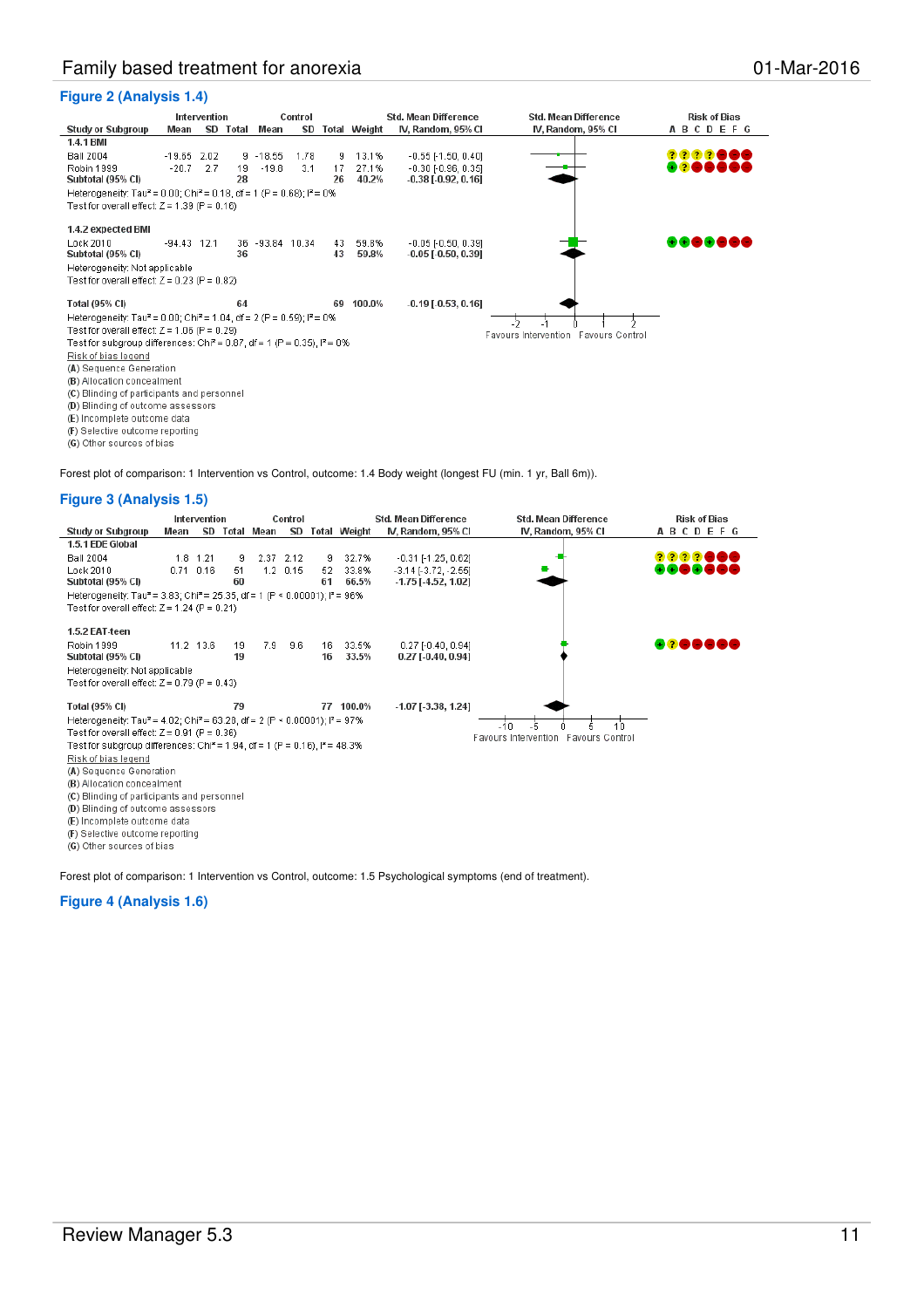## Figure 2 (Analysis 1.4)

| Study or Subgroup | Intervention Mean | Intervention SD | Intervention Total | Control Mean | Control SD | Control Total | Weight | Std. Mean Difference IV, Random, 95% CI |
|---|---|---|---|---|---|---|---|---|
| **1.4.1 BMI** | | | | | | | | |
| Ball 2004 | -19.65 | 2.02 | 9 | -18.55 | 1.78 | 9 | 13.1% | -0.55 [-1.50, 0.40] |
| Robin 1999 | -20.7 | 2.7 | 19 | -19.8 | 3.1 | 17 | 27.1% | -0.30 [-0.96, 0.35] |
| **Subtotal (95% CI)** | | | **28** | | | **26** | **40.2%** | **-0.38 [-0.92, 0.16]** |
| Heterogeneity: $Tau^2 = 0.00$; $Chi^2 = 0.18$, df = 1 (P = 0.68); $I^2 = 0\%$ | | | | | | | | |
| Test for overall effect: Z = 1.39 (P = 0.16) | | | | | | | | |
| **1.4.2 expected BMI** | | | | | | | | |
| Lock 2010 | -94.43 | 12.1 | 36 | -93.84 | 10.34 | 43 | 59.8% | -0.05 [-0.50, 0.39] |
| **Subtotal (95% CI)** | | | **36** | | | **43** | **59.8%** | **-0.05 [-0.50, 0.39]** |
| Heterogeneity: Not applicable | | | | | | | | |
| Test for overall effect: Z = 0.23 (P = 0.82) | | | | | | | | |
| **Total (95% CI)** | | | **64** | | | **69** | **100.0%** | **-0.19 [-0.53, 0.16]** |
| Heterogeneity: $Tau^2 = 0.00$; $Chi^2 = 1.04$, df = 2 (P = 0.59); $I^2 = 0\%$ | | | | | | | | |
| Test for overall effect: Z = 1.06 (P = 0.29) | | | | | | | | |
| Test for subgroup differences: $Chi^2 = 0.87$, df = 1 (P = 0.35), $I^2 = 0\%$ | | | | | | | | |

Std. Mean Difference IV, Random, 95% CI

-2 -1 0 1 2

Favours Intervention Favours Control

Risk of Bias A B C D E F G

Risk of bias legend
(A) Sequence Generation
(B) Allocation concealment
(C) Blinding of participants and personnel
(D) Blinding of outcome assessors
(E) Incomplete outcome data
(F) Selective outcome reporting
(G) Other sources of bias

Forest plot of comparison: 1 Intervention vs Control, outcome: 1.4 Body weight (longest FU (min. 1 yr, Ball 6m)).

## Figure 3 (Analysis 1.5)

| Study or Subgroup | Intervention Mean | Intervention SD | Intervention Total | Control Mean | Control SD | Control Total | Weight | Std. Mean Difference IV, Random, 95% CI |
|---|---|---|---|---|---|---|---|---|
| **1.5.1 EDE Global** | | | | | | | | |
| Ball 2004 | 1.8 | 1.21 | 9 | 2.37 | 2.12 | 9 | 32.7% | -0.31 [-1.25, 0.62] |
| Lock 2010 | 0.71 | 0.16 | 51 | 1.2 | 0.15 | 52 | 33.8% | -3.14 [-3.72, -2.55] |
| **Subtotal (95% CI)** | | | **60** | | | **61** | **66.5%** | **-1.75 [-4.52, 1.02]** |
| Heterogeneity: $Tau^2 = 3.83$; $Chi^2 = 25.35$, df = 1 (P < 0.00001); $I^2 = 96\%$ | | | | | | | | |
| Test for overall effect: Z = 1.24 (P = 0.21) | | | | | | | | |
| **1.5.2 EAT-teen** | | | | | | | | |
| Robin 1999 | 11.2 | 13.6 | 19 | 7.9 | 9.6 | 16 | 33.5% | 0.27 [-0.40, 0.94] |
| **Subtotal (95% CI)** | | | **19** | | | **16** | **33.5%** | **0.27 [-0.40, 0.94]** |
| Heterogeneity: Not applicable | | | | | | | | |
| Test for overall effect: Z = 0.79 (P = 0.43) | | | | | | | | |
| **Total (95% CI)** | | | **79** | | | **77** | **100.0%** | **-1.07 [-3.38, 1.24]** |
| Heterogeneity: $Tau^2 = 4.02$; $Chi^2 = 63.28$, df = 2 (P < 0.00001); $I^2 = 97\%$ | | | | | | | | |
| Test for overall effect: Z = 0.91 (P = 0.36) | | | | | | | | |
| Test for subgroup differences: $Chi^2 = 1.94$, df = 1 (P = 0.16), $I^2 = 48.3\%$ | | | | | | | | |

Std. Mean Difference IV, Random, 95% CI

-10 -5 0 5 10

Favours Intervention Favours Control

Risk of Bias A B C D E F G

Risk of bias legend
(A) Sequence Generation
(B) Allocation concealment
(C) Blinding of participants and personnel
(D) Blinding of outcome assessors
(E) Incomplete outcome data
(F) Selective outcome reporting
(G) Other sources of bias

Forest plot of comparison: 1 Intervention vs Control, outcome: 1.5 Psychological symptoms (end of treatment).

## Figure 4 (Analysis 1.6)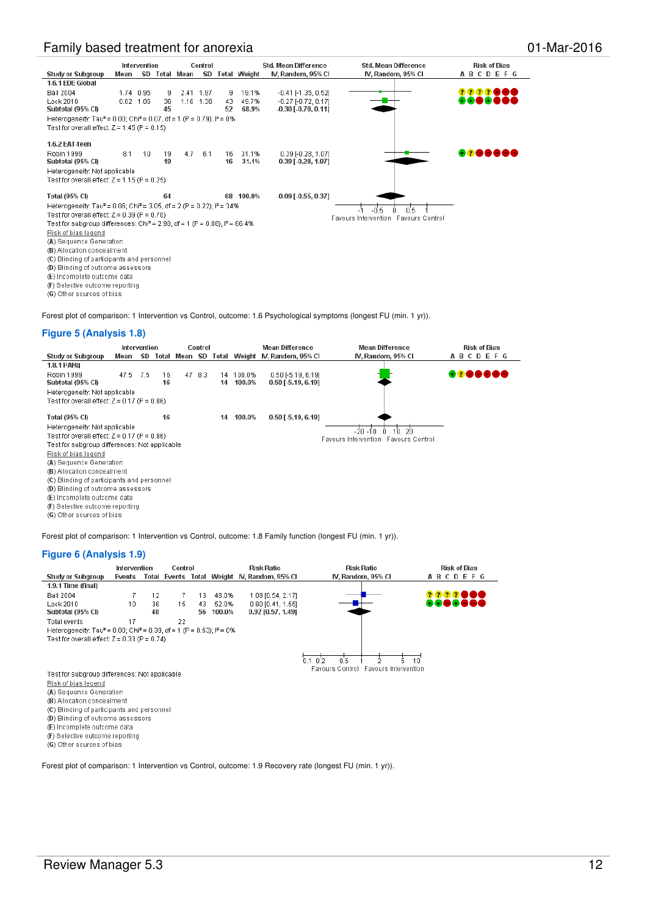| Study or Subgroup | Intervention Mean | Intervention SD | Intervention Total | Control Mean | Control SD | Control Total | Weight | Std. Mean Difference IV, Random, 95% CI |
|---|---|---|---|---|---|---|---|---|
| **1.6.1 EDE Global** | | | | | | | | |
| Ball 2004 | 1.74 | 0.95 | 9 | 2.41 | 1.97 | 9 | 19.1% | -0.41 [-1.35, 0.52] |
| Lock 2010 | 0.82 | 1.06 | 36 | 1.16 | 1.38 | 43 | 49.7% | -0.27 [-0.72, 0.17] |
| **Subtotal (95% CI)** | | | **45** | | | **52** | **68.9%** | **-0.30 [-0.70, 0.11]** |
| Heterogeneity: Tau² = 0.00; Chi² = 0.07, df = 1 (P = 0.79); I² = 0% | | | | | | | | |
| Test for overall effect: Z = 1.45 (P = 0.15) | | | | | | | | |
| **1.6.2 EAT-teen** | | | | | | | | |
| Robin 1999 | 8.1 | 10 | 19 | 4.7 | 6.1 | 16 | 31.1% | 0.39 [-0.28, 1.07] |
| **Subtotal (95% CI)** | | | **19** | | | **16** | **31.1%** | **0.39 [-0.28, 1.07]** |
| Heterogeneity: Not applicable | | | | | | | | |
| Test for overall effect: Z = 1.15 (P = 0.25) | | | | | | | | |
| **Total (95% CI)** | | | **64** | | | **68** | **100.0%** | **-0.09 [-0.55, 0.37]** |
| Heterogeneity: Tau² = 0.06; Chi² = 3.05, df = 2 (P = 0.22); I² = 34% | | | | | | | | |
| Test for overall effect: Z = 0.39 (P = 0.70) | | | | | | | | |
| Test for subgroup differences: Chi² = 2.98, df = 1 (P = 0.08), I² = 66.4% | | | | | | | | |

Std. Mean Difference IV, Random, 95% CI

-1 -0.5 0 0.5 1

Favours Intervention Favours Control

Risk of Bias A B C D E F G

Risk of bias legend
(A) Sequence Generation
(B) Allocation concealment
(C) Blinding of participants and personnel
(D) Blinding of outcome assessors
(E) Incomplete outcome data
(F) Selective outcome reporting
(G) Other sources of bias

Forest plot of comparison: 1 Intervention vs Control, outcome: 1.6 Psychological symptoms (longest FU (min. 1 yr)).

## Figure 5 (Analysis 1.8)

| Study or Subgroup | Intervention Mean | Intervention SD | Intervention Total | Control Mean | Control SD | Control Total | Weight | Mean Difference IV, Random, 95% CI |
|---|---|---|---|---|---|---|---|---|
| **1.8.1 PARQ** | | | | | | | | |
| Robin 1999 | 47.5 | 7.5 | 16 | 47 | 8.3 | 14 | 100.0% | 0.50 [-5.19, 6.19] |
| **Subtotal (95% CI)** | | | **16** | | | **14** | **100.0%** | **0.50 [-5.19, 6.19]** |
| Heterogeneity: Not applicable | | | | | | | | |
| Test for overall effect: Z = 0.17 (P = 0.86) | | | | | | | | |
| **Total (95% CI)** | | | **16** | | | **14** | **100.0%** | **0.50 [-5.19, 6.19]** |
| Heterogeneity: Not applicable | | | | | | | | |
| Test for overall effect: Z = 0.17 (P = 0.86) | | | | | | | | |
| Test for subgroup differences: Not applicable | | | | | | | | |

Mean Difference IV, Random, 95% CI

-20 -10 0 10 20

Favours Intervention Favours Control

Risk of Bias A B C D E F G

Risk of bias legend
(A) Sequence Generation
(B) Allocation concealment
(C) Blinding of participants and personnel
(D) Blinding of outcome assessors
(E) Incomplete outcome data
(F) Selective outcome reporting
(G) Other sources of bias

Forest plot of comparison: 1 Intervention vs Control, outcome: 1.8 Family function (longest FU (min. 1 yr)).

## Figure 6 (Analysis 1.9)

| Study or Subgroup | Intervention Events | Intervention Total | Control Events | Control Total | Weight | Risk Ratio IV, Random, 95% CI |
|---|---|---|---|---|---|---|
| **1.9.1 Time (final)** | | | | | | |
| Ball 2004 | 7 | 12 | 7 | 13 | 48.0% | 1.08 [0.54, 2.17] |
| Lock 2010 | 10 | 36 | 15 | 43 | 52.0% | 0.80 [0.41, 1.56] |
| **Subtotal (95% CI)** | | **48** | | **56** | **100.0%** | **0.92 [0.57, 1.49]** |
| Total events | 17 | | 22 | | | |
| Heterogeneity: Tau² = 0.00; Chi² = 0.39, df = 1 (P = 0.53); I² = 0% | | | | | | |
| Test for overall effect: Z = 0.33 (P = 0.74) | | | | | | |

Risk Ratio IV, Random, 95% CI

0.1 0.2 0.5 1 2 5 10

Favours Control Favours Intervention

Risk of Bias A B C D E F G

Test for subgroup differences: Not applicable

Risk of bias legend
(A) Sequence Generation
(B) Allocation concealment
(C) Blinding of participants and personnel
(D) Blinding of outcome assessors
(E) Incomplete outcome data
(F) Selective outcome reporting
(G) Other sources of bias

Forest plot of comparison: 1 Intervention vs Control, outcome: 1.9 Recovery rate (longest FU (min. 1 yr)).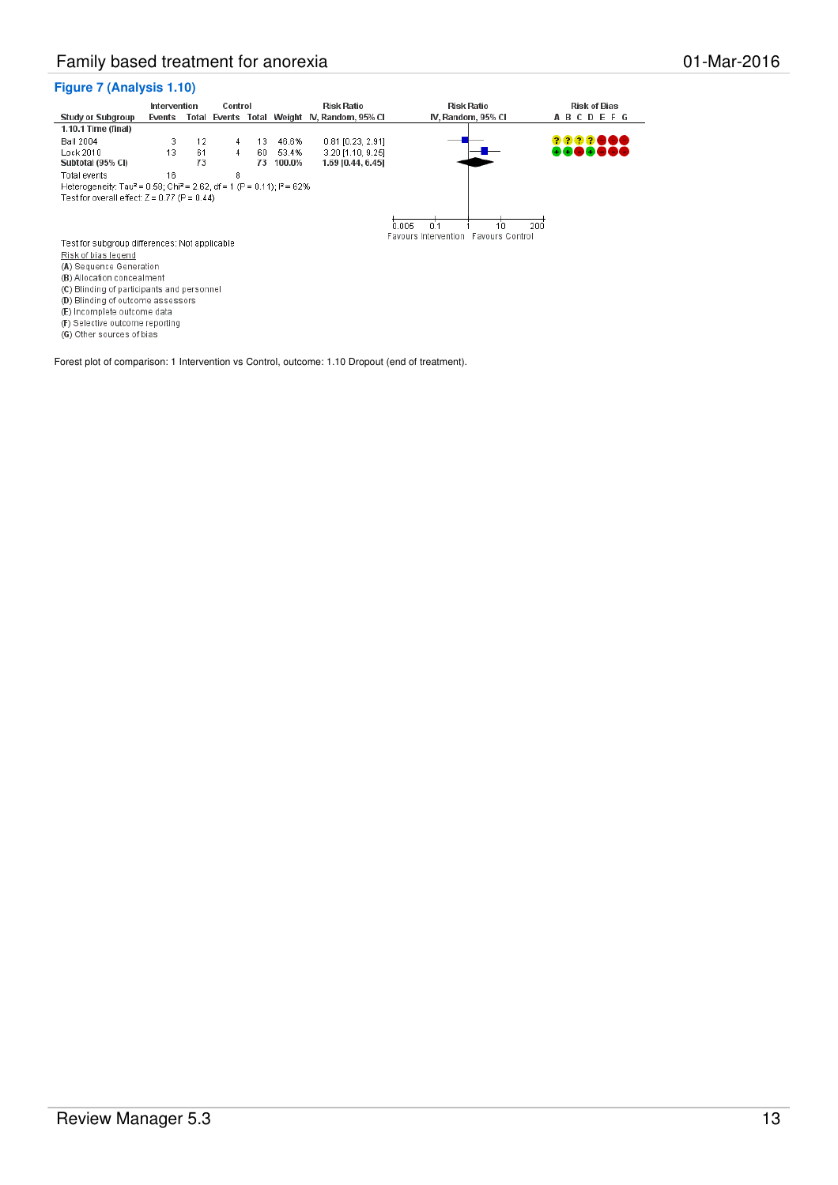## Figure 7 (Analysis 1.10)

| Study or Subgroup | Intervention Events | Intervention Total | Control Events | Control Total | Weight | Risk Ratio IV, Random, 95% CI |
|---|---|---|---|---|---|---|
| **1.10.1 Time (final)** | | | | | | |
| Ball 2004 | 3 | 12 | 4 | 13 | 46.6% | 0.81 [0.23, 2.91] |
| Lock 2010 | 13 | 61 | 4 | 60 | 53.4% | 3.20 [1.10, 9.25] |
| **Subtotal (95% CI)** | | **73** | | **73** | **100.0%** | **1.59 [0.44, 6.45]** |
| Total events | 16 | | 8 | | | |

Heterogeneity: Tau² = 0.53; Chi² = 2.62, df = 1 (P = 0.11); I² = 62%

Test for overall effect: Z = 0.77 (P = 0.44)

Risk Ratio IV, Random, 95% CI

0.005 0.1 1 10 200

Favours Intervention Favours Control

Risk of Bias

A B C D E F G

Test for subgroup differences: Not applicable

Risk of bias legend

(A) Sequence Generation

(B) Allocation concealment

(C) Blinding of participants and personnel

(D) Blinding of outcome assessors

(E) Incomplete outcome data

(F) Selective outcome reporting

(G) Other sources of bias

Forest plot of comparison: 1 Intervention vs Control, outcome: 1.10 Dropout (end of treatment).